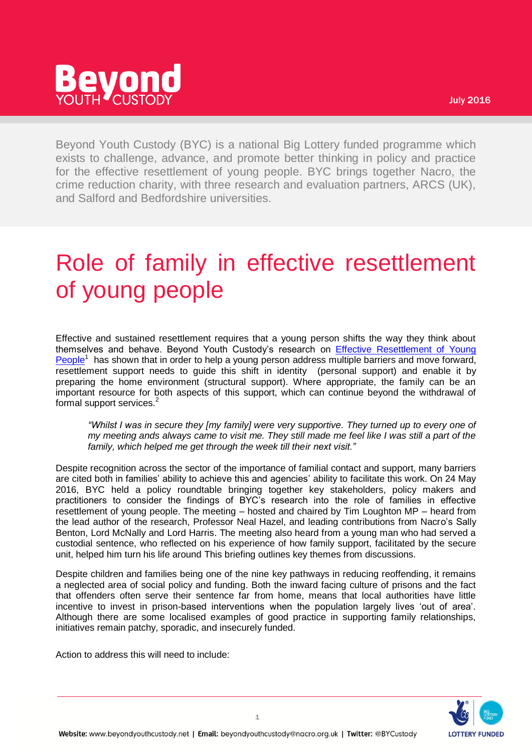Beyond YOUTH CUSTODY

July 2016

Beyond Youth Custody (BYC) is a national Big Lottery funded programme which exists to challenge, advance, and promote better thinking in policy and practice for the effective resettlement of young people. BYC brings together Nacro, the crime reduction charity, with three research and evaluation partners, ARCS (UK), and Salford and Bedfordshire universities.

# Role of family in effective resettlement of young people

Effective and sustained resettlement requires that a young person shifts the way they think about themselves and behave. Beyond Youth Custody's research on [Effective Resettlement of Young People][1] has shown that in order to help a young person address multiple barriers and move forward, resettlement support needs to guide this shift in identity (personal support) and enable it by preparing the home environment (structural support). Where appropriate, the family can be an important resource for both aspects of this support, which can continue beyond the withdrawal of formal support services.[2]

> *"Whilst I was in secure they [my family] were very supportive. They turned up to every one of my meeting ands always came to visit me. They still made me feel like I was still a part of the family, which helped me get through the week till their next visit."*

Despite recognition across the sector of the importance of familial contact and support, many barriers are cited both in families' ability to achieve this and agencies' ability to facilitate this work. On 24 May 2016, BYC held a policy roundtable bringing together key stakeholders, policy makers and practitioners to consider the findings of BYC's research into the role of families in effective resettlement of young people. The meeting – hosted and chaired by Tim Loughton MP – heard from the lead author of the research, Professor Neal Hazel, and leading contributions from Nacro's Sally Benton, Lord McNally and Lord Harris. The meeting also heard from a young man who had served a custodial sentence, who reflected on his experience of how family support, facilitated by the secure unit, helped him turn his life around This briefing outlines key themes from discussions.

Despite children and families being one of the nine key pathways in reducing reoffending, it remains a neglected area of social policy and funding. Both the inward facing culture of prisons and the fact that offenders often serve their sentence far from home, means that local authorities have little incentive to invest in prison-based interventions when the population largely lives 'out of area'. Although there are some localised examples of good practice in supporting family relationships, initiatives remain patchy, sporadic, and insecurely funded.

Action to address this will need to include:

**Website:** www.beyondyouthcustody.net | **Email:** beyondyouthcustody@nacro.org.uk | **Twitter:** @BYCustody

LOTTERY FUNDED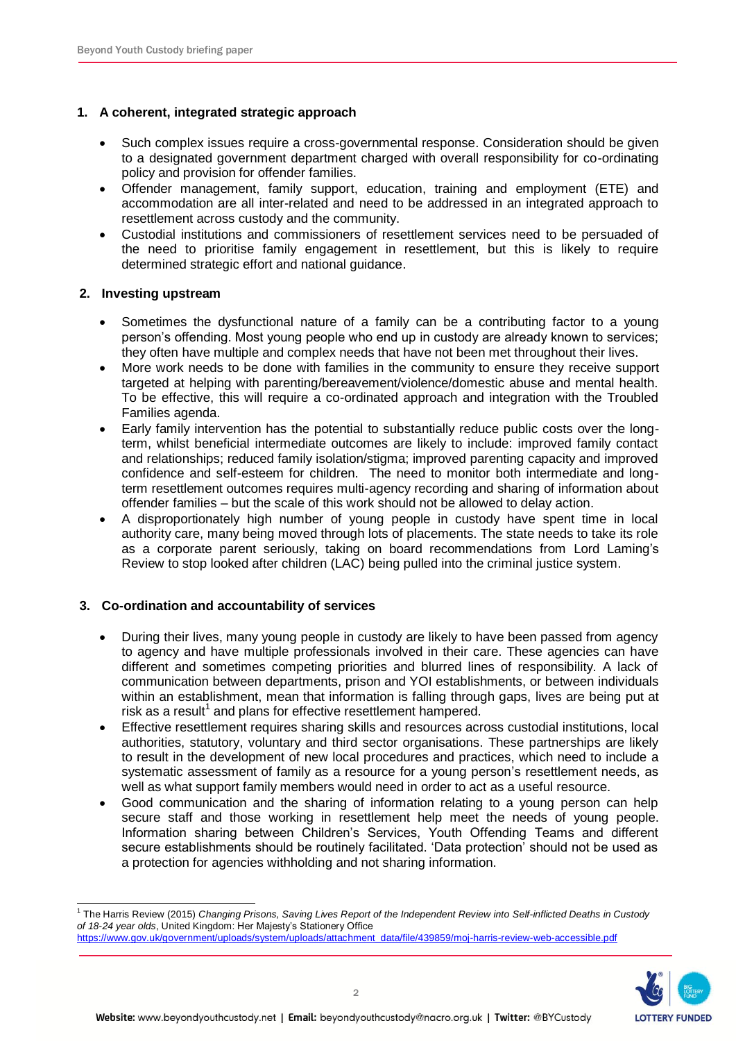## 1. A coherent, integrated strategic approach

- Such complex issues require a cross-governmental response. Consideration should be given to a designated government department charged with overall responsibility for co-ordinating policy and provision for offender families.
- Offender management, family support, education, training and employment (ETE) and accommodation are all inter-related and need to be addressed in an integrated approach to resettlement across custody and the community.
- Custodial institutions and commissioners of resettlement services need to be persuaded of the need to prioritise family engagement in resettlement, but this is likely to require determined strategic effort and national guidance.

## 2. Investing upstream

- Sometimes the dysfunctional nature of a family can be a contributing factor to a young person's offending. Most young people who end up in custody are already known to services; they often have multiple and complex needs that have not been met throughout their lives.
- More work needs to be done with families in the community to ensure they receive support targeted at helping with parenting/bereavement/violence/domestic abuse and mental health. To be effective, this will require a co-ordinated approach and integration with the Troubled Families agenda.
- Early family intervention has the potential to substantially reduce public costs over the long-term, whilst beneficial intermediate outcomes are likely to include: improved family contact and relationships; reduced family isolation/stigma; improved parenting capacity and improved confidence and self-esteem for children. The need to monitor both intermediate and long-term resettlement outcomes requires multi-agency recording and sharing of information about offender families – but the scale of this work should not be allowed to delay action.
- A disproportionately high number of young people in custody have spent time in local authority care, many being moved through lots of placements. The state needs to take its role as a corporate parent seriously, taking on board recommendations from Lord Laming's Review to stop looked after children (LAC) being pulled into the criminal justice system.

## 3. Co-ordination and accountability of services

- During their lives, many young people in custody are likely to have been passed from agency to agency and have multiple professionals involved in their care. These agencies can have different and sometimes competing priorities and blurred lines of responsibility. A lack of communication between departments, prison and YOI establishments, or between individuals within an establishment, mean that information is falling through gaps, lives are being put at risk as a result[1] and plans for effective resettlement hampered.
- Effective resettlement requires sharing skills and resources across custodial institutions, local authorities, statutory, voluntary and third sector organisations. These partnerships are likely to result in the development of new local procedures and practices, which need to include a systematic assessment of family as a resource for a young person's resettlement needs, as well as what support family members would need in order to act as a useful resource.
- Good communication and the sharing of information relating to a young person can help secure staff and those working in resettlement help meet the needs of young people. Information sharing between Children's Services, Youth Offending Teams and different secure establishments should be routinely facilitated. 'Data protection' should not be used as a protection for agencies withholding and not sharing information.

---

[1] The Harris Review (2015) *Changing Prisons, Saving Lives Report of the Independent Review into Self-inflicted Deaths in Custody of 18-24 year olds*, United Kingdom: Her Majesty's Stationery Office https://www.gov.uk/government/uploads/system/uploads/attachment_data/file/439859/moj-harris-review-web-accessible.pdf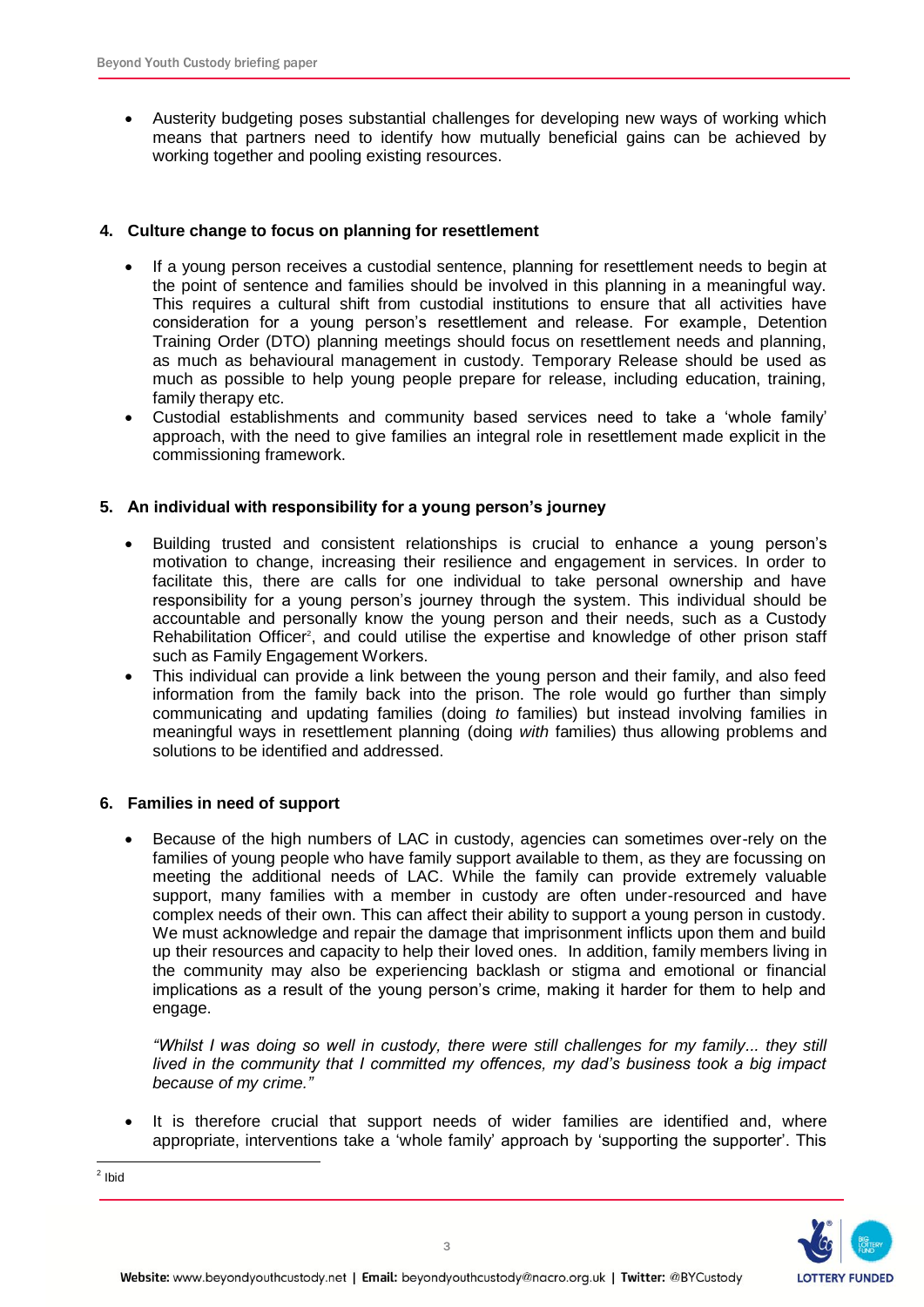- Austerity budgeting poses substantial challenges for developing new ways of working which means that partners need to identify how mutually beneficial gains can be achieved by working together and pooling existing resources.

## 4. Culture change to focus on planning for resettlement

- If a young person receives a custodial sentence, planning for resettlement needs to begin at the point of sentence and families should be involved in this planning in a meaningful way. This requires a cultural shift from custodial institutions to ensure that all activities have consideration for a young person's resettlement and release. For example, Detention Training Order (DTO) planning meetings should focus on resettlement needs and planning, as much as behavioural management in custody. Temporary Release should be used as much as possible to help young people prepare for release, including education, training, family therapy etc.
- Custodial establishments and community based services need to take a 'whole family' approach, with the need to give families an integral role in resettlement made explicit in the commissioning framework.

## 5. An individual with responsibility for a young person's journey

- Building trusted and consistent relationships is crucial to enhance a young person's motivation to change, increasing their resilience and engagement in services. In order to facilitate this, there are calls for one individual to take personal ownership and have responsibility for a young person's journey through the system. This individual should be accountable and personally know the young person and their needs, such as a Custody Rehabilitation Officer[2], and could utilise the expertise and knowledge of other prison staff such as Family Engagement Workers.
- This individual can provide a link between the young person and their family, and also feed information from the family back into the prison. The role would go further than simply communicating and updating families (doing *to* families) but instead involving families in meaningful ways in resettlement planning (doing *with* families) thus allowing problems and solutions to be identified and addressed.

## 6. Families in need of support

- Because of the high numbers of LAC in custody, agencies can sometimes over-rely on the families of young people who have family support available to them, as they are focussing on meeting the additional needs of LAC. While the family can provide extremely valuable support, many families with a member in custody are often under-resourced and have complex needs of their own. This can affect their ability to support a young person in custody. We must acknowledge and repair the damage that imprisonment inflicts upon them and build up their resources and capacity to help their loved ones. In addition, family members living in the community may also be experiencing backlash or stigma and emotional or financial implications as a result of the young person's crime, making it harder for them to help and engage.

  *"Whilst I was doing so well in custody, there were still challenges for my family... they still lived in the community that I committed my offences, my dad's business took a big impact because of my crime."*

- It is therefore crucial that support needs of wider families are identified and, where appropriate, interventions take a 'whole family' approach by 'supporting the supporter'. This

---

[2] Ibid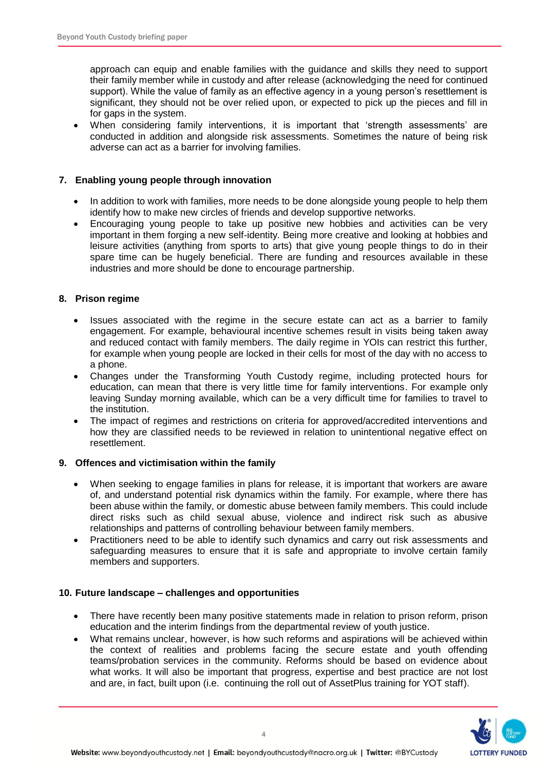approach can equip and enable families with the guidance and skills they need to support their family member while in custody and after release (acknowledging the need for continued support). While the value of family as an effective agency in a young person's resettlement is significant, they should not be over relied upon, or expected to pick up the pieces and fill in for gaps in the system.

- When considering family interventions, it is important that 'strength assessments' are conducted in addition and alongside risk assessments. Sometimes the nature of being risk adverse can act as a barrier for involving families.

## 7. Enabling young people through innovation

- In addition to work with families, more needs to be done alongside young people to help them identify how to make new circles of friends and develop supportive networks.
- Encouraging young people to take up positive new hobbies and activities can be very important in them forging a new self-identity. Being more creative and looking at hobbies and leisure activities (anything from sports to arts) that give young people things to do in their spare time can be hugely beneficial. There are funding and resources available in these industries and more should be done to encourage partnership.

## 8. Prison regime

- Issues associated with the regime in the secure estate can act as a barrier to family engagement. For example, behavioural incentive schemes result in visits being taken away and reduced contact with family members. The daily regime in YOIs can restrict this further, for example when young people are locked in their cells for most of the day with no access to a phone.
- Changes under the Transforming Youth Custody regime, including protected hours for education, can mean that there is very little time for family interventions. For example only leaving Sunday morning available, which can be a very difficult time for families to travel to the institution.
- The impact of regimes and restrictions on criteria for approved/accredited interventions and how they are classified needs to be reviewed in relation to unintentional negative effect on resettlement.

## 9. Offences and victimisation within the family

- When seeking to engage families in plans for release, it is important that workers are aware of, and understand potential risk dynamics within the family. For example, where there has been abuse within the family, or domestic abuse between family members. This could include direct risks such as child sexual abuse, violence and indirect risk such as abusive relationships and patterns of controlling behaviour between family members.
- Practitioners need to be able to identify such dynamics and carry out risk assessments and safeguarding measures to ensure that it is safe and appropriate to involve certain family members and supporters.

## 10. Future landscape – challenges and opportunities

- There have recently been many positive statements made in relation to prison reform, prison education and the interim findings from the departmental review of youth justice.
- What remains unclear, however, is how such reforms and aspirations will be achieved within the context of realities and problems facing the secure estate and youth offending teams/probation services in the community. Reforms should be based on evidence about what works. It will also be important that progress, expertise and best practice are not lost and are, in fact, built upon (i.e. continuing the roll out of AssetPlus training for YOT staff).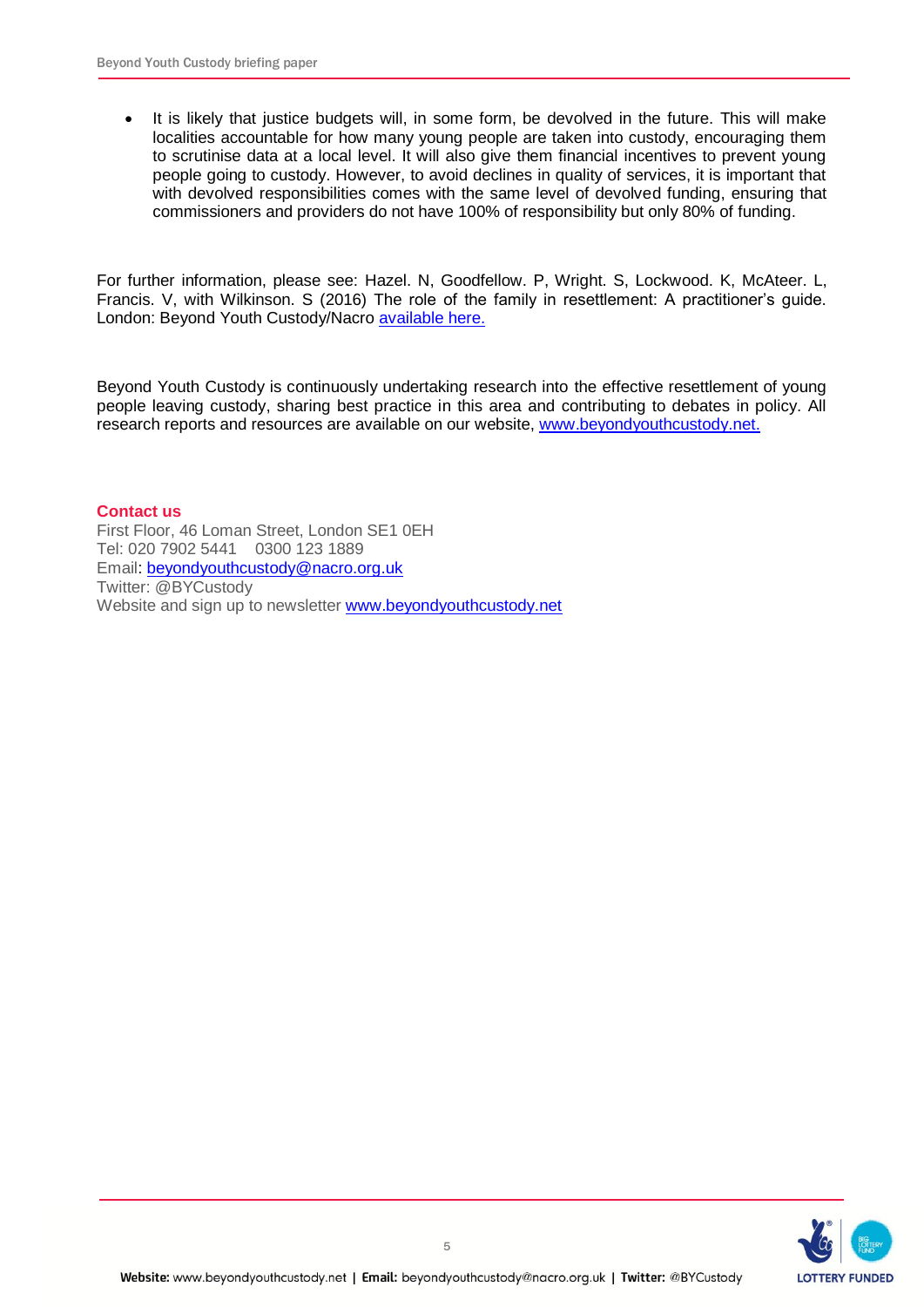- It is likely that justice budgets will, in some form, be devolved in the future. This will make localities accountable for how many young people are taken into custody, encouraging them to scrutinise data at a local level. It will also give them financial incentives to prevent young people going to custody. However, to avoid declines in quality of services, it is important that with devolved responsibilities comes with the same level of devolved funding, ensuring that commissioners and providers do not have 100% of responsibility but only 80% of funding.

For further information, please see: Hazel. N, Goodfellow. P, Wright. S, Lockwood. K, McAteer. L, Francis. V, with Wilkinson. S (2016) The role of the family in resettlement: A practitioner's guide. London: Beyond Youth Custody/Nacro available here.

Beyond Youth Custody is continuously undertaking research into the effective resettlement of young people leaving custody, sharing best practice in this area and contributing to debates in policy. All research reports and resources are available on our website, www.beyondyouthcustody.net.

**Contact us**

First Floor, 46 Loman Street, London SE1 0EH
Tel: 020 7902 5441 0300 123 1889
Email: beyondyouthcustody@nacro.org.uk
Twitter: @BYCustody
Website and sign up to newsletter www.beyondyouthcustody.net